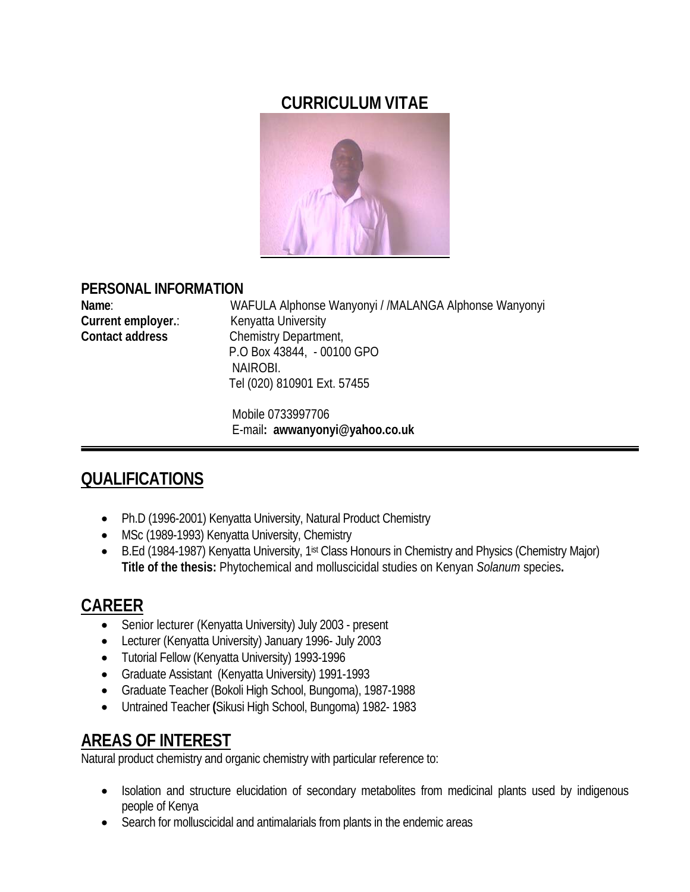# CURRICULUM VITAE

## PERSONAL INFORMATION

**Name**: WAFULA Alphonse Wanyonyi / /MALANGA Alphonse Wanyonyi

**Current employer.**: Kenyatta University

**Contact address** Chemistry Department,
P.O Box 43844, - 00100 GPO
NAIROBI.
Tel (020) 810901 Ext. 57455

Mobile 0733997706
E-mail**: awwanyonyi@yahoo.co.uk**

---

## QUALIFICATIONS

- Ph.D (1996-2001) Kenyatta University, Natural Product Chemistry
- MSc (1989-1993) Kenyatta University, Chemistry
- B.Ed (1984-1987) Kenyatta University, 1[ist] Class Honours in Chemistry and Physics (Chemistry Major)
  **Title of the thesis:** Phytochemical and molluscicidal studies on Kenyan *Solanum* species**.**

## CAREER

- Senior lecturer (Kenyatta University) July 2003 - present
- Lecturer (Kenyatta University) January 1996- July 2003
- Tutorial Fellow (Kenyatta University) 1993-1996
- Graduate Assistant (Kenyatta University) 1991-1993
- Graduate Teacher (Bokoli High School, Bungoma), 1987-1988
- Untrained Teacher **(**Sikusi High School, Bungoma) 1982- 1983

## AREAS OF INTEREST

Natural product chemistry and organic chemistry with particular reference to:

- Isolation and structure elucidation of secondary metabolites from medicinal plants used by indigenous people of Kenya
- Search for molluscicidal and antimalarials from plants in the endemic areas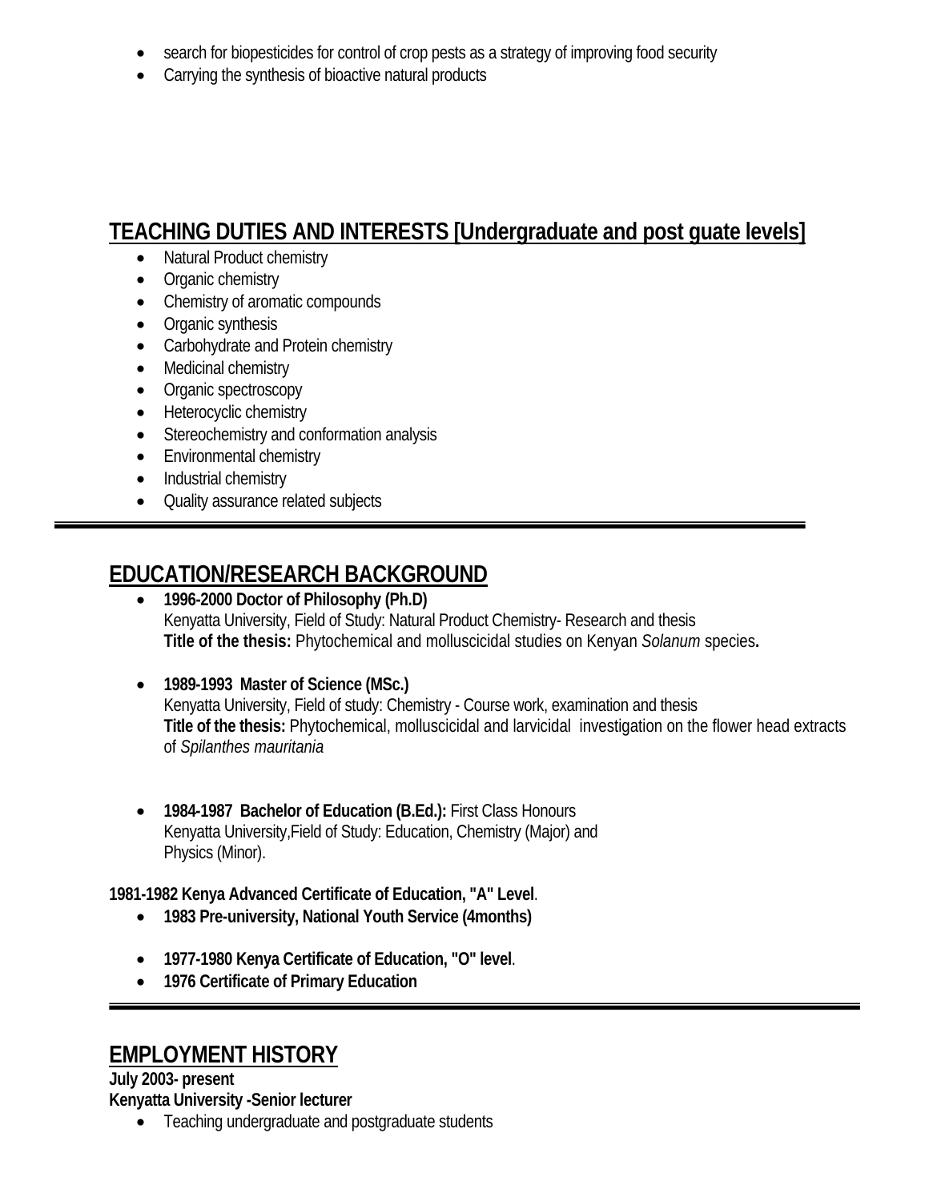- search for biopesticides for control of crop pests as a strategy of improving food security
- Carrying the synthesis of bioactive natural products

## TEACHING DUTIES AND INTERESTS [Undergraduate and post guate levels]

- Natural Product chemistry
- Organic chemistry
- Chemistry of aromatic compounds
- Organic synthesis
- Carbohydrate and Protein chemistry
- Medicinal chemistry
- Organic spectroscopy
- Heterocyclic chemistry
- Stereochemistry and conformation analysis
- Environmental chemistry
- Industrial chemistry
- Quality assurance related subjects

---

## EDUCATION/RESEARCH BACKGROUND

- **1996-2000 Doctor of Philosophy (Ph.D)**
  Kenyatta University, Field of Study: Natural Product Chemistry- Research and thesis
  **Title of the thesis:** Phytochemical and molluscicidal studies on Kenyan *Solanum* species**.**

- **1989-1993 Master of Science (MSc.)**
  Kenyatta University, Field of study: Chemistry - Course work, examination and thesis
  **Title of the thesis:** Phytochemical, molluscicidal and larvicidal investigation on the flower head extracts of *Spilanthes mauritania*

- **1984-1987 Bachelor of Education (B.Ed.):** First Class Honours
  Kenyatta University,Field of Study: Education, Chemistry (Major) and Physics (Minor).

**1981-1982 Kenya Advanced Certificate of Education, "A" Level**.

- **1983 Pre-university, National Youth Service (4months)**
- **1977-1980 Kenya Certificate of Education, "O" level**.
- **1976 Certificate of Primary Education**

---

## EMPLOYMENT HISTORY

**July 2003- present**
**Kenyatta University -Senior lecturer**

- Teaching undergraduate and postgraduate students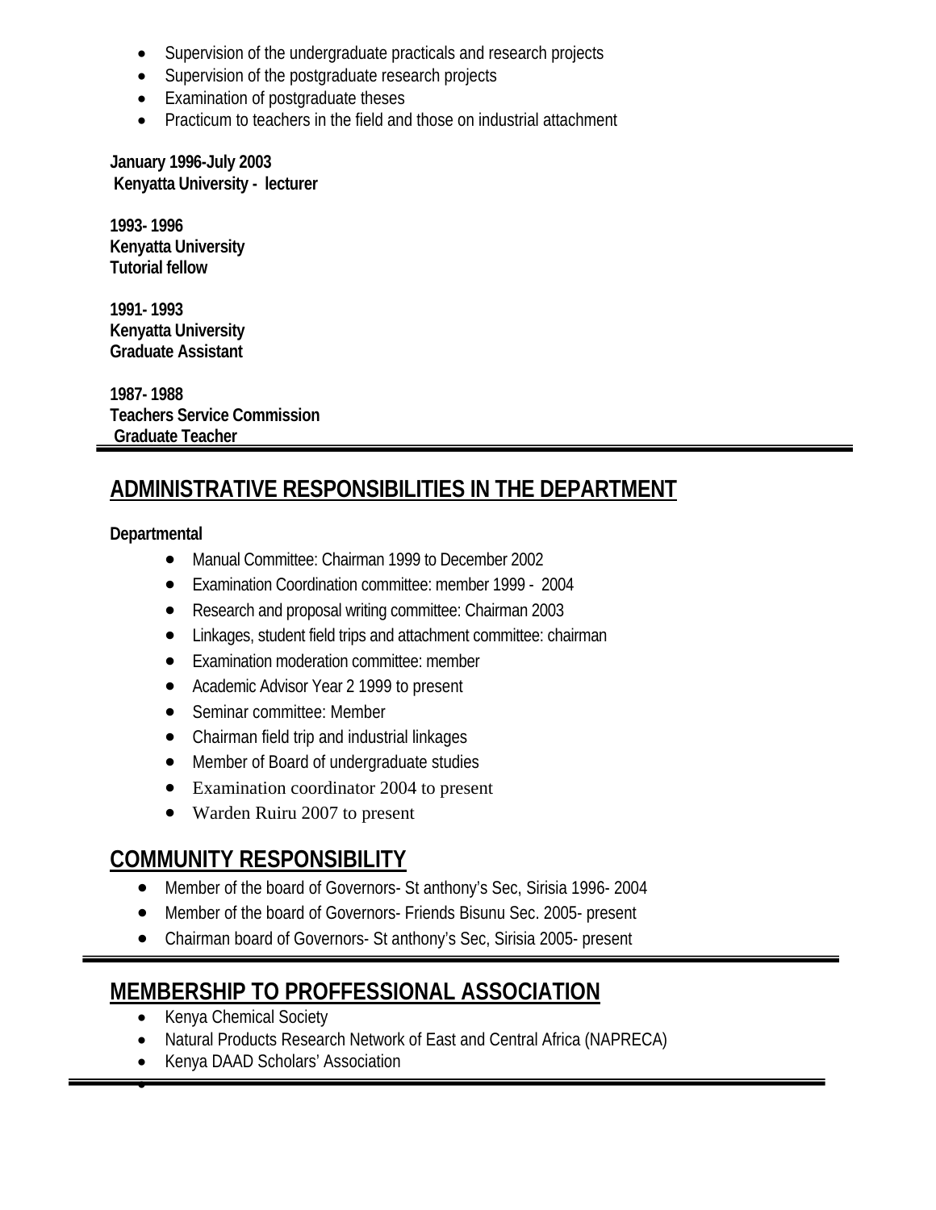- Supervision of the undergraduate practicals and research projects
- Supervision of the postgraduate research projects
- Examination of postgraduate theses
- Practicum to teachers in the field and those on industrial attachment

**January 1996-July 2003**
**Kenyatta University - lecturer**

**1993- 1996**
**Kenyatta University**
**Tutorial fellow**

**1991- 1993**
**Kenyatta University**
**Graduate Assistant**

**1987- 1988**
**Teachers Service Commission**
**Graduate Teacher**

## ADMINISTRATIVE RESPONSIBILITIES IN THE DEPARTMENT

**Departmental**

- Manual Committee: Chairman 1999 to December 2002
- Examination Coordination committee: member 1999 - 2004
- Research and proposal writing committee: Chairman 2003
- Linkages, student field trips and attachment committee: chairman
- Examination moderation committee: member
- Academic Advisor Year 2 1999 to present
- Seminar committee: Member
- Chairman field trip and industrial linkages
- Member of Board of undergraduate studies
- Examination coordinator 2004 to present
- Warden Ruiru 2007 to present

## COMMUNITY RESPONSIBILITY

- Member of the board of Governors- St anthony's Sec, Sirisia 1996- 2004
- Member of the board of Governors- Friends Bisunu Sec. 2005- present
- Chairman board of Governors- St anthony's Sec, Sirisia 2005- present

## MEMBERSHIP TO PROFFESSIONAL ASSOCIATION

- Kenya Chemical Society
- Natural Products Research Network of East and Central Africa (NAPRECA)
- Kenya DAAD Scholars' Association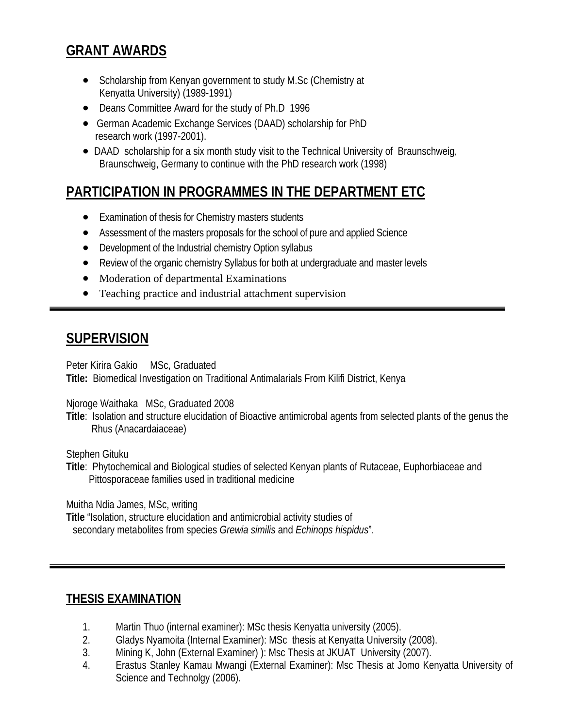## GRANT AWARDS

- Scholarship from Kenyan government to study M.Sc (Chemistry at Kenyatta University) (1989-1991)
- Deans Committee Award for the study of Ph.D 1996
- German Academic Exchange Services (DAAD) scholarship for PhD research work (1997-2001).
- DAAD scholarship for a six month study visit to the Technical University of Braunschweig, Braunschweig, Germany to continue with the PhD research work (1998)

## PARTICIPATION IN PROGRAMMES IN THE DEPARTMENT ETC

- Examination of thesis for Chemistry masters students
- Assessment of the masters proposals for the school of pure and applied Science
- Development of the Industrial chemistry Option syllabus
- Review of the organic chemistry Syllabus for both at undergraduate and master levels
- Moderation of departmental Examinations
- Teaching practice and industrial attachment supervision

---

## SUPERVISION

Peter Kirira Gakio MSc, Graduated
**Title:** Biomedical Investigation on Traditional Antimalarials From Kilifi District, Kenya

Njoroge Waithaka MSc, Graduated 2008
**Title**: Isolation and structure elucidation of Bioactive antimicrobal agents from selected plants of the genus the Rhus (Anacardaiaceae)

Stephen Gituku
**Title**: Phytochemical and Biological studies of selected Kenyan plants of Rutaceae, Euphorbiaceae and Pittosporaceae families used in traditional medicine

Muitha Ndia James, MSc, writing
**Title** "Isolation, structure elucidation and antimicrobial activity studies of secondary metabolites from species *Grewia similis* and *Echinops hispidus*".

---

### THESIS EXAMINATION

1. Martin Thuo (internal examiner): MSc thesis Kenyatta university (2005).
2. Gladys Nyamoita (Internal Examiner): MSc thesis at Kenyatta University (2008).
3. Mining K, John (External Examiner) ): Msc Thesis at JKUAT University (2007).
4. Erastus Stanley Kamau Mwangi (External Examiner): Msc Thesis at Jomo Kenyatta University of Science and Technolgy (2006).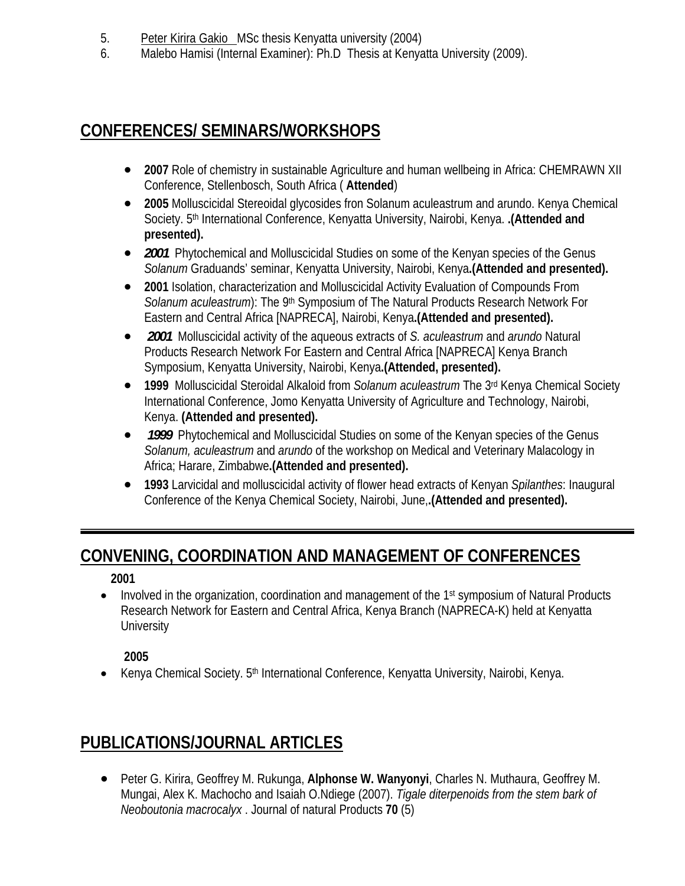5. Peter Kirira Gakio MSc thesis Kenyatta university (2004)
6. Malebo Hamisi (Internal Examiner): Ph.D Thesis at Kenyatta University (2009).

## CONFERENCES/ SEMINARS/WORKSHOPS

- **2007** Role of chemistry in sustainable Agriculture and human wellbeing in Africa: CHEMRAWN XII Conference, Stellenbosch, South Africa ( **Attended**)
- **2005** Molluscicidal Stereoidal glycosides fron Solanum aculeastrum and arundo. Kenya Chemical Society. 5th International Conference, Kenyatta University, Nairobi, Kenya. **.(Attended and presented).**
- ***2001*** Phytochemical and Molluscicidal Studies on some of the Kenyan species of the Genus *Solanum* Graduands' seminar, Kenyatta University, Nairobi, Kenya**.(Attended and presented).**
- **2001** Isolation, characterization and Molluscicidal Activity Evaluation of Compounds From *Solanum aculeastrum*): The 9th Symposium of The Natural Products Research Network For Eastern and Central Africa [NAPRECA], Nairobi, Kenya**.(Attended and presented).**
- ***2001*** Molluscicidal activity of the aqueous extracts of *S. aculeastrum* and *arundo* Natural Products Research Network For Eastern and Central Africa [NAPRECA] Kenya Branch Symposium, Kenyatta University, Nairobi, Kenya**.(Attended, presented).**
- **1999** Molluscicidal Steroidal Alkaloid from *Solanum aculeastrum* The 3rd Kenya Chemical Society International Conference, Jomo Kenyatta University of Agriculture and Technology, Nairobi, Kenya. **(Attended and presented).**
- ***1999*** Phytochemical and Molluscicidal Studies on some of the Kenyan species of the Genus *Solanum, aculeastrum* and *arundo* of the workshop on Medical and Veterinary Malacology in Africa; Harare, Zimbabwe**.(Attended and presented).**
- **1993** Larvicidal and molluscicidal activity of flower head extracts of Kenyan *Spilanthes*: Inaugural Conference of the Kenya Chemical Society, Nairobi, June,**.(Attended and presented).**

## CONVENING, COORDINATION AND MANAGEMENT OF CONFERENCES

**2001**

- Involved in the organization, coordination and management of the 1st symposium of Natural Products Research Network for Eastern and Central Africa, Kenya Branch (NAPRECA-K) held at Kenyatta University

**2005**

- Kenya Chemical Society. 5th International Conference, Kenyatta University, Nairobi, Kenya.

## PUBLICATIONS/JOURNAL ARTICLES

- Peter G. Kirira, Geoffrey M. Rukunga, **Alphonse W. Wanyonyi**, Charles N. Muthaura, Geoffrey M. Mungai, Alex K. Machocho and Isaiah O.Ndiege (2007). *Tigale diterpenoids from the stem bark of Neoboutonia macrocalyx* . Journal of natural Products **70** (5)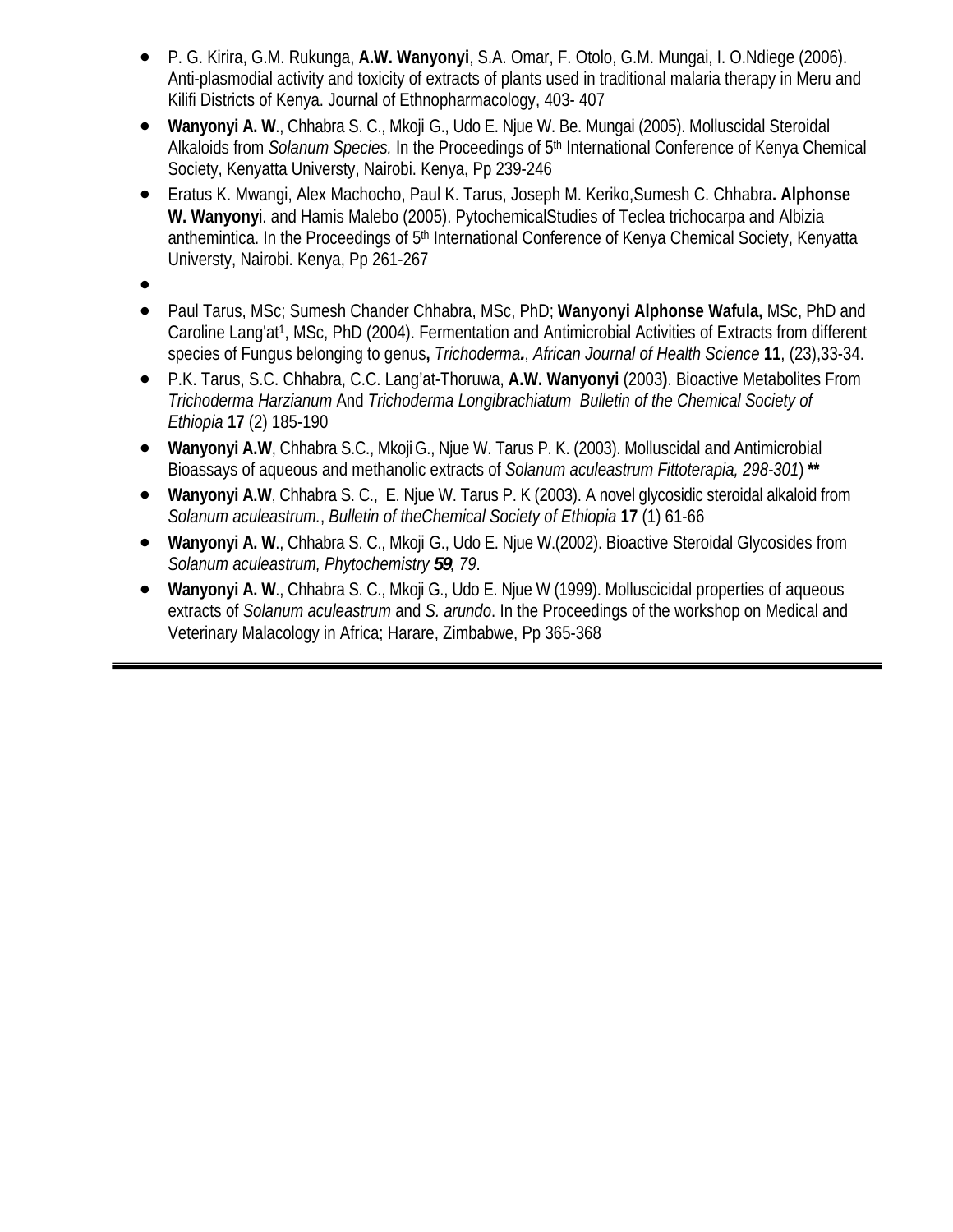- P. G. Kirira, G.M. Rukunga, **A.W. Wanyonyi**, S.A. Omar, F. Otolo, G.M. Mungai, I. O.Ndiege (2006). Anti-plasmodial activity and toxicity of extracts of plants used in traditional malaria therapy in Meru and Kilifi Districts of Kenya. Journal of Ethnopharmacology, 403- 407
- **Wanyonyi A. W**., Chhabra S. C., Mkoji G., Udo E. Njue W. Be. Mungai (2005). Molluscidal Steroidal Alkaloids from *Solanum Species.* In the Proceedings of 5[th] International Conference of Kenya Chemical Society, Kenyatta Universty, Nairobi. Kenya, Pp 239-246
- Eratus K. Mwangi, Alex Machocho, Paul K. Tarus, Joseph M. Keriko,Sumesh C. Chhabra**. Alphonse W. Wanyony**i. and Hamis Malebo (2005). PytochemicalStudies of Teclea trichocarpa and Albizia anthemintica. In the Proceedings of 5[th] International Conference of Kenya Chemical Society, Kenyatta Universty, Nairobi. Kenya, Pp 261-267
- 
- Paul Tarus, MSc; Sumesh Chander Chhabra, MSc, PhD; **Wanyonyi Alphonse Wafula,** MSc, PhD and Caroline Lang'at[1], MSc, PhD (2004). Fermentation and Antimicrobial Activities of Extracts from different species of Fungus belonging to genus**,** *Trichoderma***.**, *African Journal of Health Science* **11**, (23),33-34.
- P.K. Tarus, S.C. Chhabra, C.C. Lang'at-Thoruwa, **A.W. Wanyonyi** (2003**)**. Bioactive Metabolites From *Trichoderma Harzianum* And *Trichoderma Longibrachiatum Bulletin of the Chemical Society of Ethiopia* **17** (2) 185-190
- **Wanyonyi A.W**, Chhabra S.C., Mkoji G., Njue W. Tarus P. K. (2003). Molluscidal and Antimicrobial Bioassays of aqueous and methanolic extracts of *Solanum aculeastrum Fittoterapia, 298-301*) **\*\***
- **Wanyonyi A.W**, Chhabra S. C., E. Njue W. Tarus P. K (2003). A novel glycosidic steroidal alkaloid from *Solanum aculeastrum.*, *Bulletin of theChemical Society of Ethiopia* **17** (1) 61-66
- **Wanyonyi A. W**., Chhabra S. C., Mkoji G., Udo E. Njue W.(2002). Bioactive Steroidal Glycosides from *Solanum aculeastrum, Phytochemistry* ***59****, 79*.
- **Wanyonyi A. W**., Chhabra S. C., Mkoji G., Udo E. Njue W (1999). Molluscicidal properties of aqueous extracts of *Solanum aculeastrum* and *S. arundo*. In the Proceedings of the workshop on Medical and Veterinary Malacology in Africa; Harare, Zimbabwe, Pp 365-368